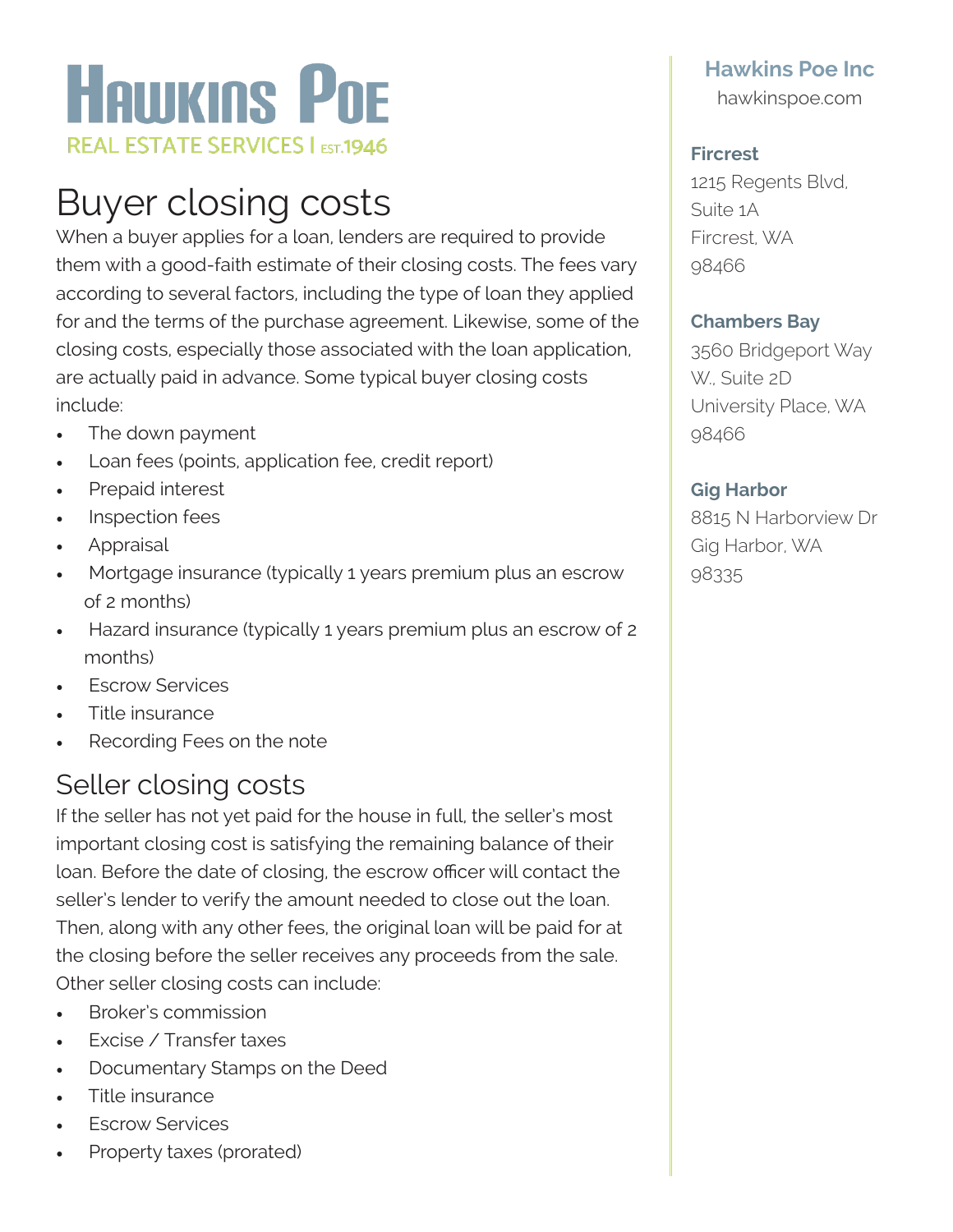# Hawkins Poe

REAL ESTATE SERVICES | EST.1946

## Buyer closing costs

When a buyer applies for a loan, lenders are required to provide them with a good-faith estimate of their closing costs. The fees vary according to several factors, including the type of loan they applied for and the terms of the purchase agreement. Likewise, some of the closing costs, especially those associated with the loan application, are actually paid in advance. Some typical buyer closing costs include:

- The down payment
- Loan fees (points, application fee, credit report)
- Prepaid interest
- Inspection fees
- Appraisal
- Mortgage insurance (typically 1 years premium plus an escrow of 2 months)
- Hazard insurance (typically 1 years premium plus an escrow of 2 months)
- Escrow Services
- Title insurance
- Recording Fees on the note

## Seller closing costs

If the seller has not yet paid for the house in full, the seller's most important closing cost is satisfying the remaining balance of their loan. Before the date of closing, the escrow officer will contact the seller's lender to verify the amount needed to close out the loan. Then, along with any other fees, the original loan will be paid for at the closing before the seller receives any proceeds from the sale. Other seller closing costs can include:

- Broker's commission
- Excise / Transfer taxes
- Documentary Stamps on the Deed
- Title insurance
- Escrow Services
- Property taxes (prorated)

**Hawkins Poe Inc**
hawkinspoe.com

**Fircrest**
1215 Regents Blvd, Suite 1A
Fircrest, WA
98466

**Chambers Bay**
3560 Bridgeport Way W., Suite 2D
University Place, WA
98466

**Gig Harbor**
8815 N Harborview Dr
Gig Harbor, WA
98335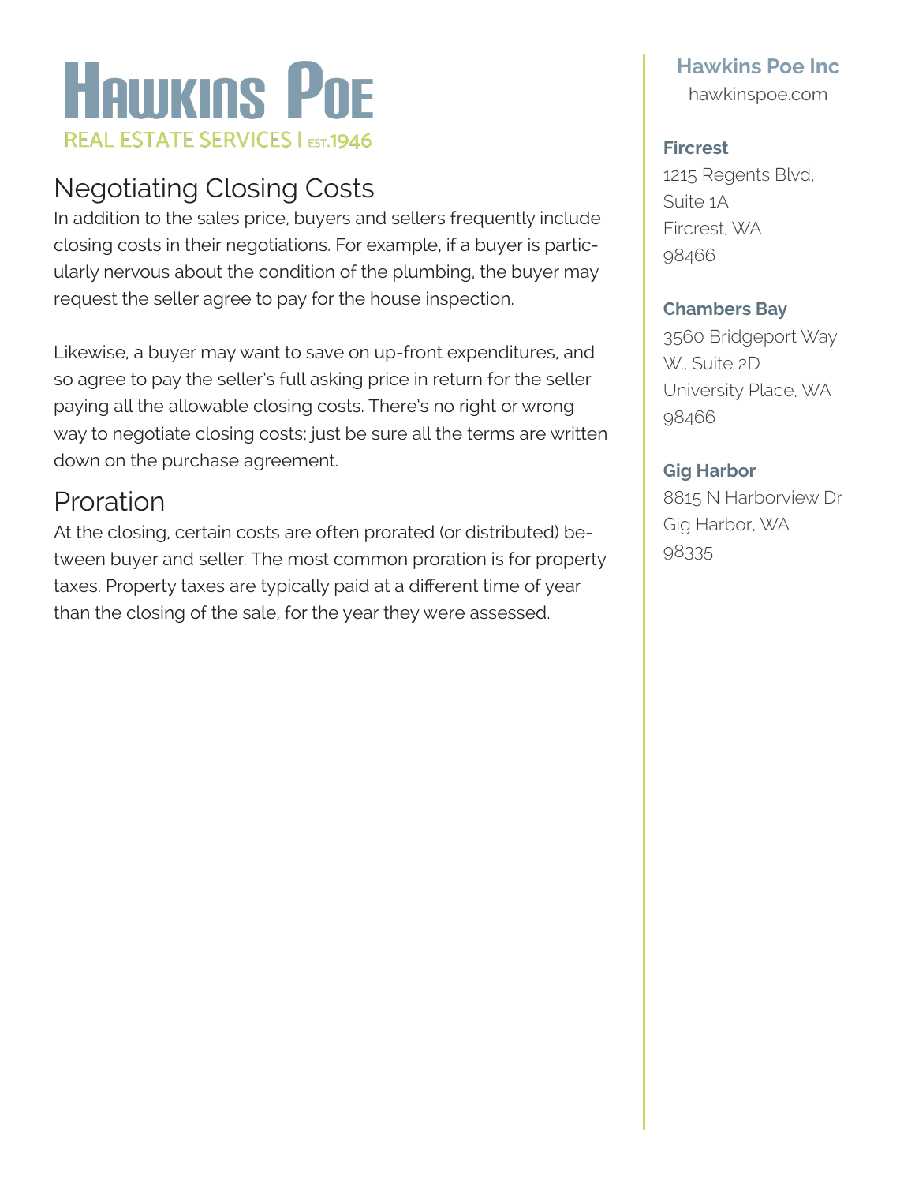# Hawkins Poe

REAL ESTATE SERVICES | EST.1946

## Negotiating Closing Costs

In addition to the sales price, buyers and sellers frequently include closing costs in their negotiations. For example, if a buyer is particularly nervous about the condition of the plumbing, the buyer may request the seller agree to pay for the house inspection.

Likewise, a buyer may want to save on up-front expenditures, and so agree to pay the seller's full asking price in return for the seller paying all the allowable closing costs. There's no right or wrong way to negotiate closing costs; just be sure all the terms are written down on the purchase agreement.

## Proration

At the closing, certain costs are often prorated (or distributed) between buyer and seller. The most common proration is for property taxes. Property taxes are typically paid at a different time of year than the closing of the sale, for the year they were assessed.

**Hawkins Poe Inc**
hawkinspoe.com

**Fircrest**
1215 Regents Blvd,
Suite 1A
Fircrest, WA
98466

**Chambers Bay**
3560 Bridgeport Way
W., Suite 2D
University Place, WA
98466

**Gig Harbor**
8815 N Harborview Dr
Gig Harbor, WA
98335